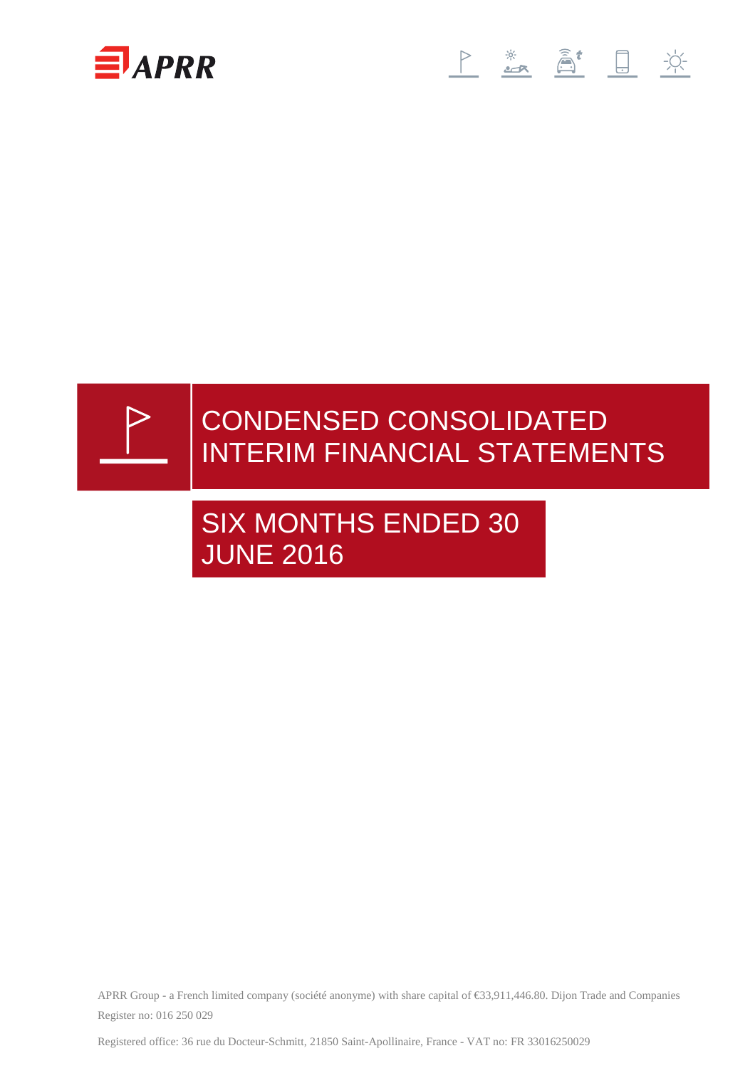# CONDENSED CONSOLIDATED INTERIM FINANCIAL STATEMENTS

## SIX MONTHS ENDED 30 JUNE 2016

APRR Group - a French limited company (société anonyme) with share capital of €33,911,446.80. Dijon Trade and Companies Register no: 016 250 029

Registered office: 36 rue du Docteur-Schmitt, 21850 Saint-Apollinaire, France - VAT no: FR 33016250029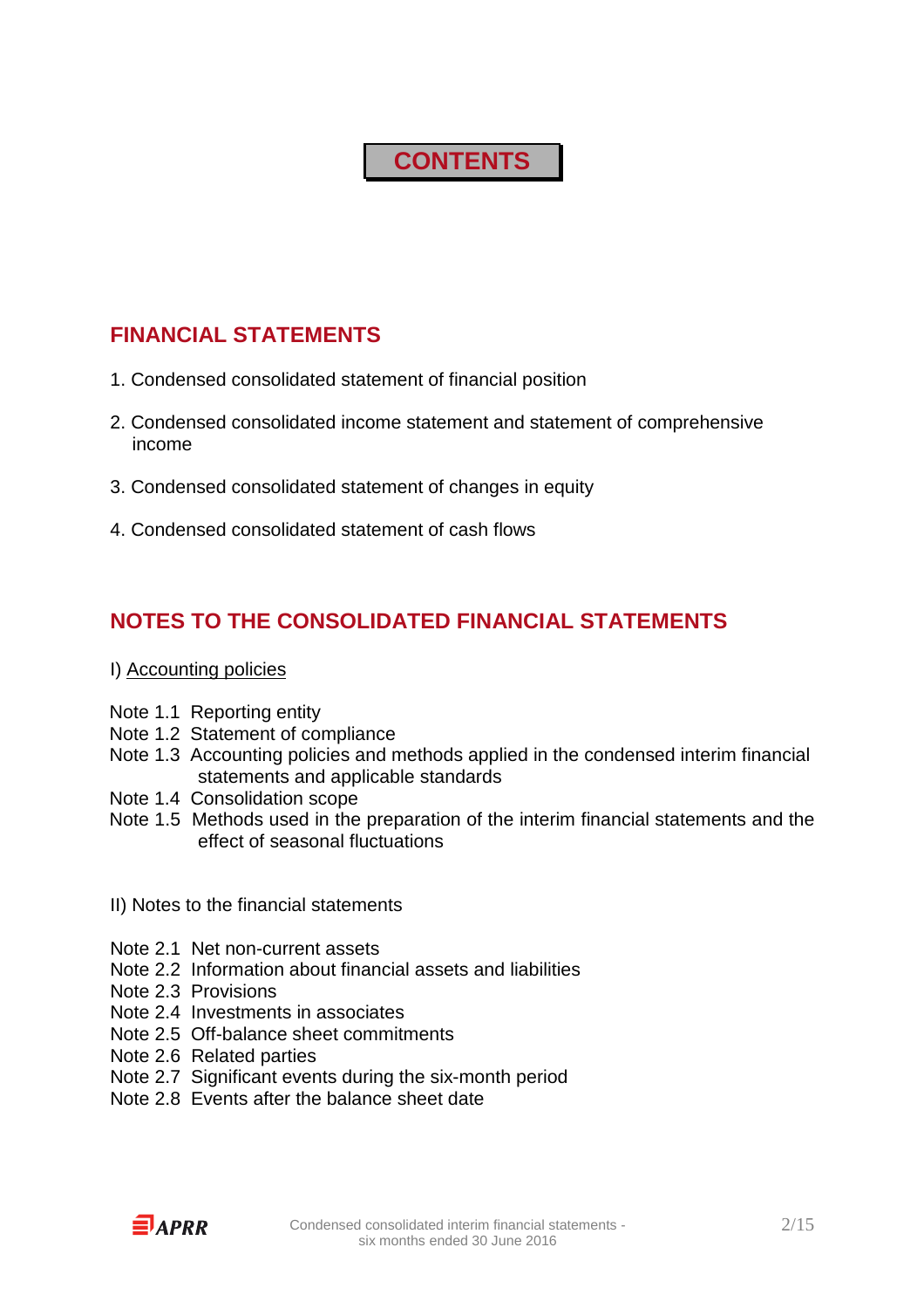# CONTENTS

## FINANCIAL STATEMENTS

1. Condensed consolidated statement of financial position
2. Condensed consolidated income statement and statement of comprehensive income
3. Condensed consolidated statement of changes in equity
4. Condensed consolidated statement of cash flows

## NOTES TO THE CONSOLIDATED FINANCIAL STATEMENTS

I) Accounting policies

Note 1.1 Reporting entity
Note 1.2 Statement of compliance
Note 1.3 Accounting policies and methods applied in the condensed interim financial statements and applicable standards
Note 1.4 Consolidation scope
Note 1.5 Methods used in the preparation of the interim financial statements and the effect of seasonal fluctuations

II) Notes to the financial statements

Note 2.1 Net non-current assets
Note 2.2 Information about financial assets and liabilities
Note 2.3 Provisions
Note 2.4 Investments in associates
Note 2.5 Off-balance sheet commitments
Note 2.6 Related parties
Note 2.7 Significant events during the six-month period
Note 2.8 Events after the balance sheet date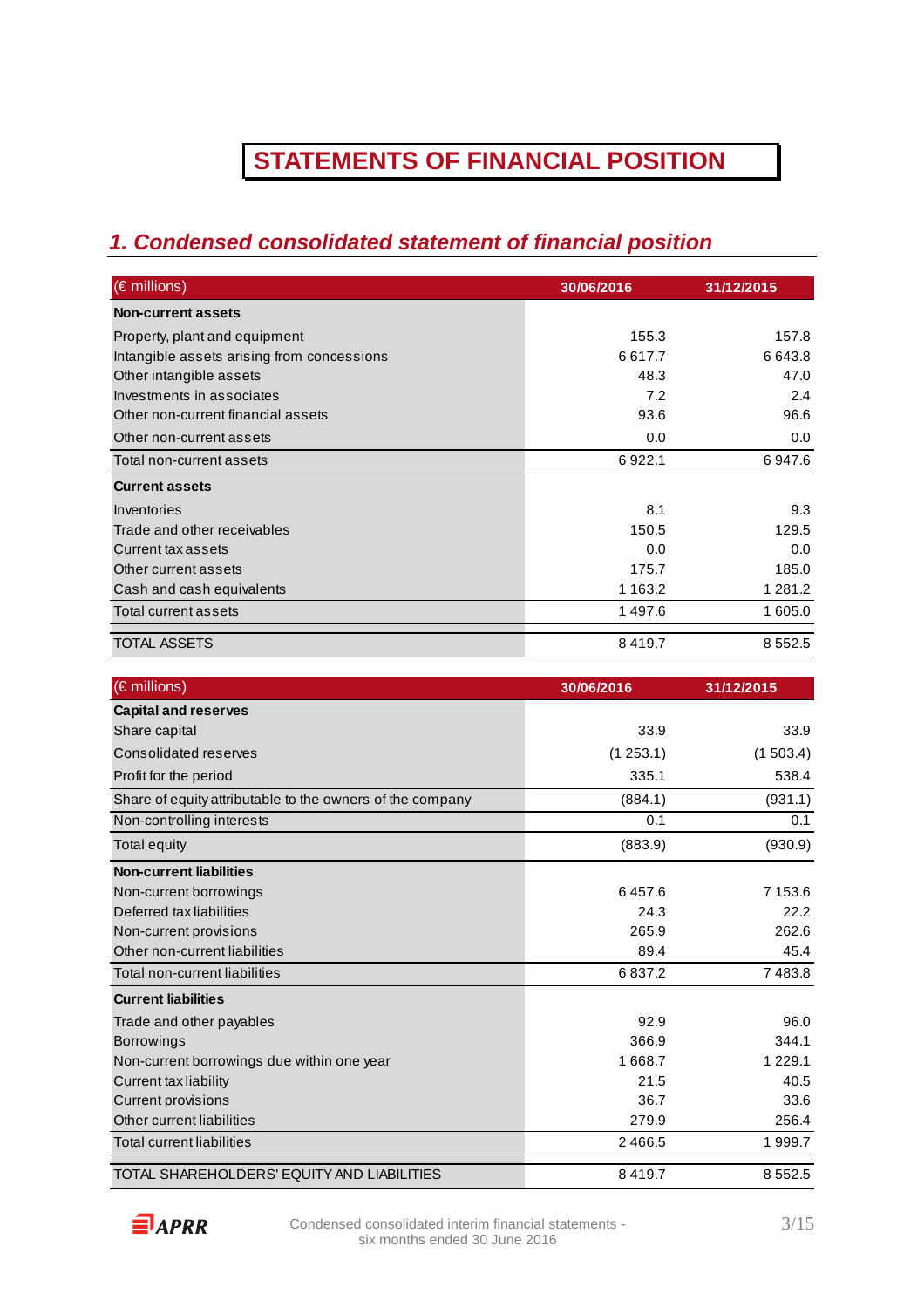# STATEMENTS OF FINANCIAL POSITION

## *1. Condensed consolidated statement of financial position*

| (€ millions) | 30/06/2016 | 31/12/2015 |
|---|---|---|
| **Non-current assets** | | |
| Property, plant and equipment | 155.3 | 157.8 |
| Intangible assets arising from concessions | 6 617.7 | 6 643.8 |
| Other intangible assets | 48.3 | 47.0 |
| Investments in associates | 7.2 | 2.4 |
| Other non-current financial assets | 93.6 | 96.6 |
| Other non-current assets | 0.0 | 0.0 |
| Total non-current assets | 6 922.1 | 6 947.6 |
| **Current assets** | | |
| Inventories | 8.1 | 9.3 |
| Trade and other receivables | 150.5 | 129.5 |
| Current tax assets | 0.0 | 0.0 |
| Other current assets | 175.7 | 185.0 |
| Cash and cash equivalents | 1 163.2 | 1 281.2 |
| Total current assets | 1 497.6 | 1 605.0 |
| TOTAL ASSETS | 8 419.7 | 8 552.5 |

| (€ millions) | 30/06/2016 | 31/12/2015 |
|---|---|---|
| **Capital and reserves** | | |
| Share capital | 33.9 | 33.9 |
| Consolidated reserves | (1 253.1) | (1 503.4) |
| Profit for the period | 335.1 | 538.4 |
| Share of equity attributable to the owners of the company | (884.1) | (931.1) |
| Non-controlling interests | 0.1 | 0.1 |
| Total equity | (883.9) | (930.9) |
| **Non-current liabilities** | | |
| Non-current borrowings | 6 457.6 | 7 153.6 |
| Deferred tax liabilities | 24.3 | 22.2 |
| Non-current provisions | 265.9 | 262.6 |
| Other non-current liabilities | 89.4 | 45.4 |
| Total non-current liabilities | 6 837.2 | 7 483.8 |
| **Current liabilities** | | |
| Trade and other payables | 92.9 | 96.0 |
| Borrowings | 366.9 | 344.1 |
| Non-current borrowings due within one year | 1 668.7 | 1 229.1 |
| Current tax liability | 21.5 | 40.5 |
| Current provisions | 36.7 | 33.6 |
| Other current liabilities | 279.9 | 256.4 |
| Total current liabilities | 2 466.5 | 1 999.7 |
| TOTAL SHAREHOLDERS' EQUITY AND LIABILITIES | 8 419.7 | 8 552.5 |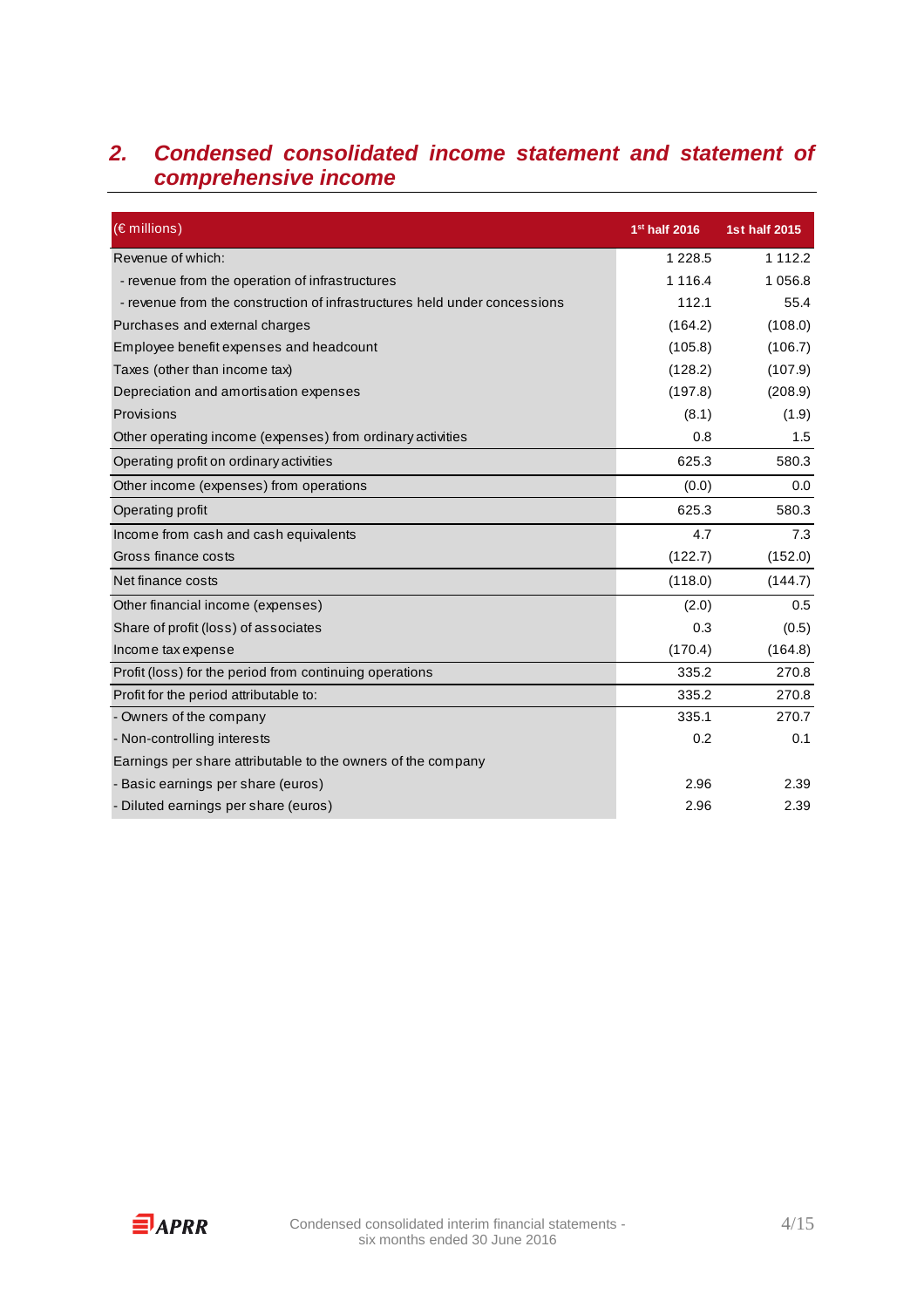## 2. Condensed consolidated income statement and statement of comprehensive income

| (€ millions) | 1st half 2016 | 1st half 2015 |
|---|---|---|
| Revenue of which: | 1 228.5 | 1 112.2 |
| - revenue from the operation of infrastructures | 1 116.4 | 1 056.8 |
| - revenue from the construction of infrastructures held under concessions | 112.1 | 55.4 |
| Purchases and external charges | (164.2) | (108.0) |
| Employee benefit expenses and headcount | (105.8) | (106.7) |
| Taxes (other than income tax) | (128.2) | (107.9) |
| Depreciation and amortisation expenses | (197.8) | (208.9) |
| Provisions | (8.1) | (1.9) |
| Other operating income (expenses) from ordinary activities | 0.8 | 1.5 |
| Operating profit on ordinary activities | 625.3 | 580.3 |
| Other income (expenses) from operations | (0.0) | 0.0 |
| Operating profit | 625.3 | 580.3 |
| Income from cash and cash equivalents | 4.7 | 7.3 |
| Gross finance costs | (122.7) | (152.0) |
| Net finance costs | (118.0) | (144.7) |
| Other financial income (expenses) | (2.0) | 0.5 |
| Share of profit (loss) of associates | 0.3 | (0.5) |
| Income tax expense | (170.4) | (164.8) |
| Profit (loss) for the period from continuing operations | 335.2 | 270.8 |
| Profit for the period attributable to: | 335.2 | 270.8 |
| - Owners of the company | 335.1 | 270.7 |
| - Non-controlling interests | 0.2 | 0.1 |
| Earnings per share attributable to the owners of the company | | |
| - Basic earnings per share (euros) | 2.96 | 2.39 |
| - Diluted earnings per share (euros) | 2.96 | 2.39 |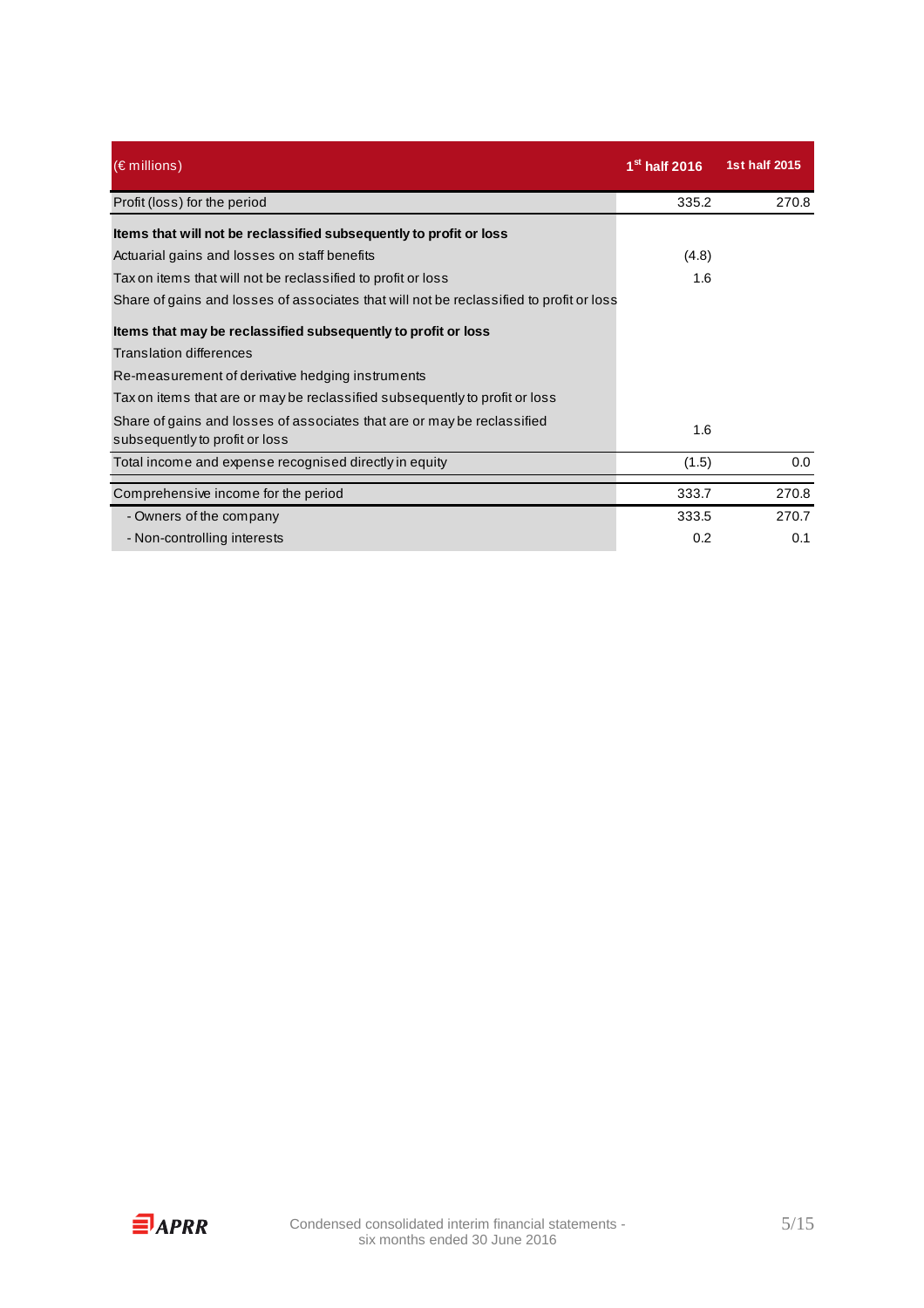| (€ millions) | 1st half 2016 | 1st half 2015 |
|---|---|---|
| Profit (loss) for the period | 335.2 | 270.8 |
| **Items that will not be reclassified subsequently to profit or loss** | | |
| Actuarial gains and losses on staff benefits | (4.8) | |
| Tax on items that will not be reclassified to profit or loss | 1.6 | |
| Share of gains and losses of associates that will not be reclassified to profit or loss | | |
| **Items that may be reclassified subsequently to profit or loss** | | |
| Translation differences | | |
| Re-measurement of derivative hedging instruments | | |
| Tax on items that are or may be reclassified subsequently to profit or loss | | |
| Share of gains and losses of associates that are or may be reclassified subsequently to profit or loss | 1.6 | |
| Total income and expense recognised directly in equity | (1.5) | 0.0 |
| Comprehensive income for the period | 333.7 | 270.8 |
| - Owners of the company | 333.5 | 270.7 |
| - Non-controlling interests | 0.2 | 0.1 |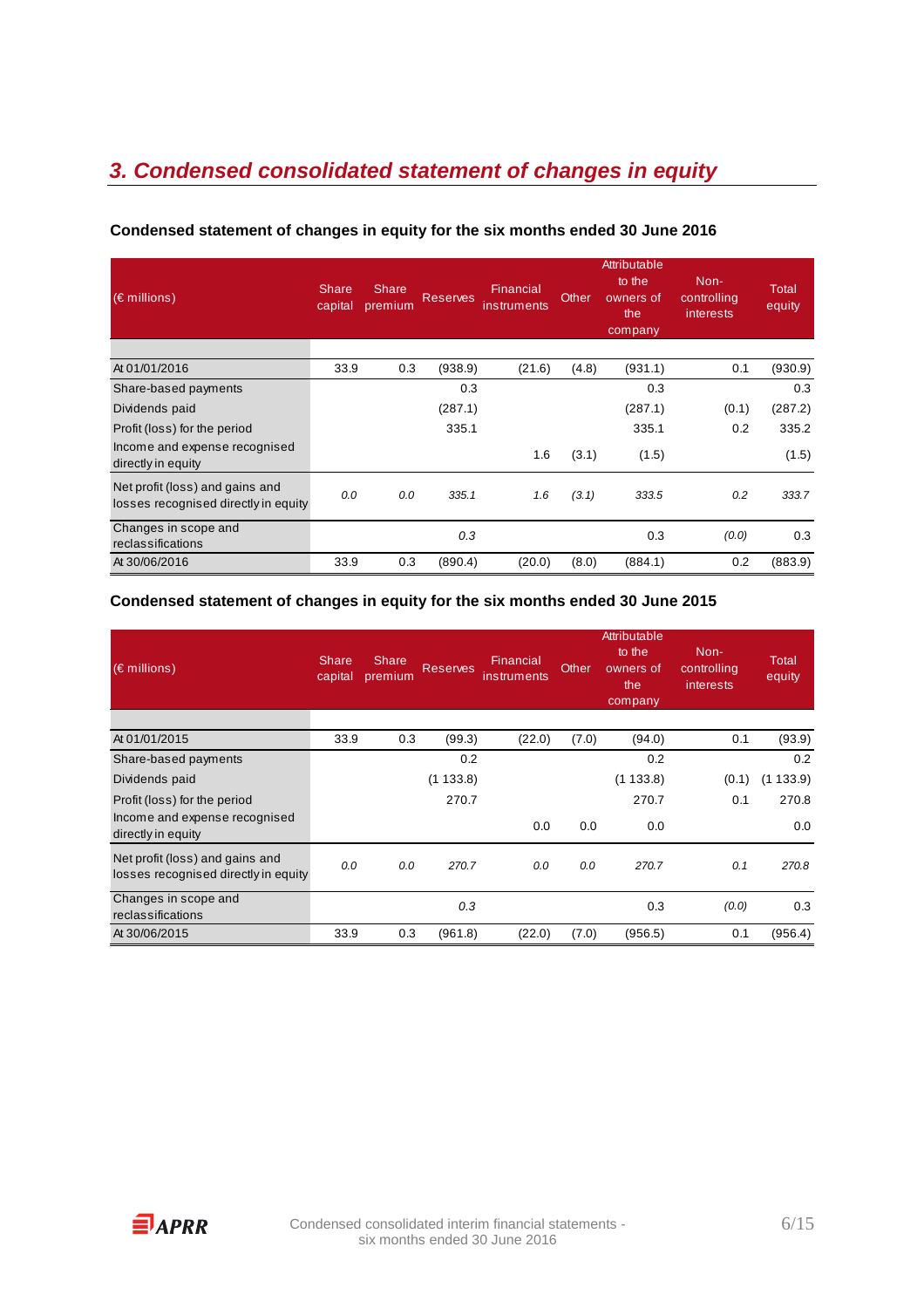## *3. Condensed consolidated statement of changes in equity*

### Condensed statement of changes in equity for the six months ended 30 June 2016

| (€ millions) | Share capital | Share premium | Reserves | Financial instruments | Other | Attributable to the owners of the company | Non-controlling interests | Total equity |
|---|---|---|---|---|---|---|---|---|
| At 01/01/2016 | 33.9 | 0.3 | (938.9) | (21.6) | (4.8) | (931.1) | 0.1 | (930.9) |
| Share-based payments | | | 0.3 | | | 0.3 | | 0.3 |
| Dividends paid | | | (287.1) | | | (287.1) | (0.1) | (287.2) |
| Profit (loss) for the period | | | 335.1 | | | 335.1 | 0.2 | 335.2 |
| Income and expense recognised directly in equity | | | | 1.6 | (3.1) | (1.5) | | (1.5) |
| Net profit (loss) and gains and losses recognised directly in equity | *0.0* | *0.0* | *335.1* | *1.6* | *(3.1)* | *333.5* | *0.2* | *333.7* |
| Changes in scope and reclassifications | | | *0.3* | | | 0.3 | *(0.0)* | 0.3 |
| At 30/06/2016 | 33.9 | 0.3 | (890.4) | (20.0) | (8.0) | (884.1) | 0.2 | (883.9) |

### Condensed statement of changes in equity for the six months ended 30 June 2015

| (€ millions) | Share capital | Share premium | Reserves | Financial instruments | Other | Attributable to the owners of the company | Non-controlling interests | Total equity |
|---|---|---|---|---|---|---|---|---|
| At 01/01/2015 | 33.9 | 0.3 | (99.3) | (22.0) | (7.0) | (94.0) | 0.1 | (93.9) |
| Share-based payments | | | 0.2 | | | 0.2 | | 0.2 |
| Dividends paid | | | (1 133.8) | | | (1 133.8) | (0.1) | (1 133.9) |
| Profit (loss) for the period | | | 270.7 | | | 270.7 | 0.1 | 270.8 |
| Income and expense recognised directly in equity | | | | 0.0 | 0.0 | 0.0 | | 0.0 |
| Net profit (loss) and gains and losses recognised directly in equity | *0.0* | *0.0* | *270.7* | *0.0* | *0.0* | *270.7* | *0.1* | *270.8* |
| Changes in scope and reclassifications | | | *0.3* | | | 0.3 | *(0.0)* | 0.3 |
| At 30/06/2015 | 33.9 | 0.3 | (961.8) | (22.0) | (7.0) | (956.5) | 0.1 | (956.4) |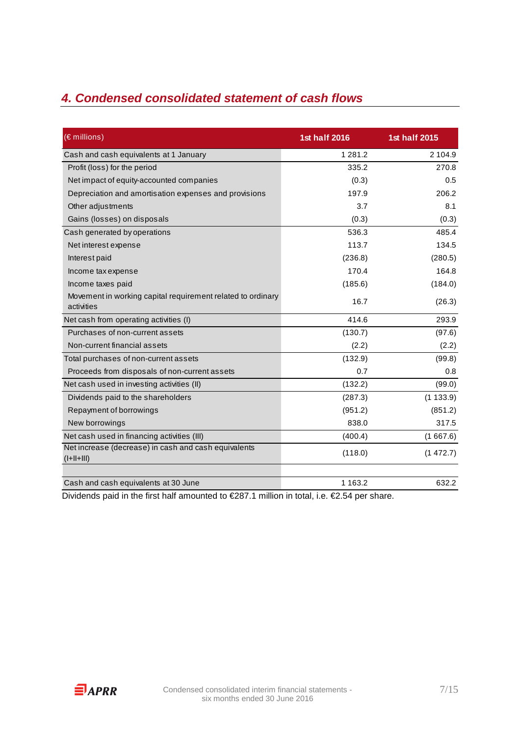## *4. Condensed consolidated statement of cash flows*

| (€ millions) | 1st half 2016 | 1st half 2015 |
|---|---|---|
| Cash and cash equivalents at 1 January | 1 281.2 | 2 104.9 |
| Profit (loss) for the period | 335.2 | 270.8 |
| Net impact of equity-accounted companies | (0.3) | 0.5 |
| Depreciation and amortisation expenses and provisions | 197.9 | 206.2 |
| Other adjustments | 3.7 | 8.1 |
| Gains (losses) on disposals | (0.3) | (0.3) |
| Cash generated by operations | 536.3 | 485.4 |
| Net interest expense | 113.7 | 134.5 |
| Interest paid | (236.8) | (280.5) |
| Income tax expense | 170.4 | 164.8 |
| Income taxes paid | (185.6) | (184.0) |
| Movement in working capital requirement related to ordinary activities | 16.7 | (26.3) |
| Net cash from operating activities (I) | 414.6 | 293.9 |
| Purchases of non-current assets | (130.7) | (97.6) |
| Non-current financial assets | (2.2) | (2.2) |
| Total purchases of non-current assets | (132.9) | (99.8) |
| Proceeds from disposals of non-current assets | 0.7 | 0.8 |
| Net cash used in investing activities (II) | (132.2) | (99.0) |
| Dividends paid to the shareholders | (287.3) | (1 133.9) |
| Repayment of borrowings | (951.2) | (851.2) |
| New borrowings | 838.0 | 317.5 |
| Net cash used in financing activities (III) | (400.4) | (1 667.6) |
| Net increase (decrease) in cash and cash equivalents (I+II+III) | (118.0) | (1 472.7) |
| | | |
| Cash and cash equivalents at 30 June | 1 163.2 | 632.2 |

Dividends paid in the first half amounted to €287.1 million in total, i.e. €2.54 per share.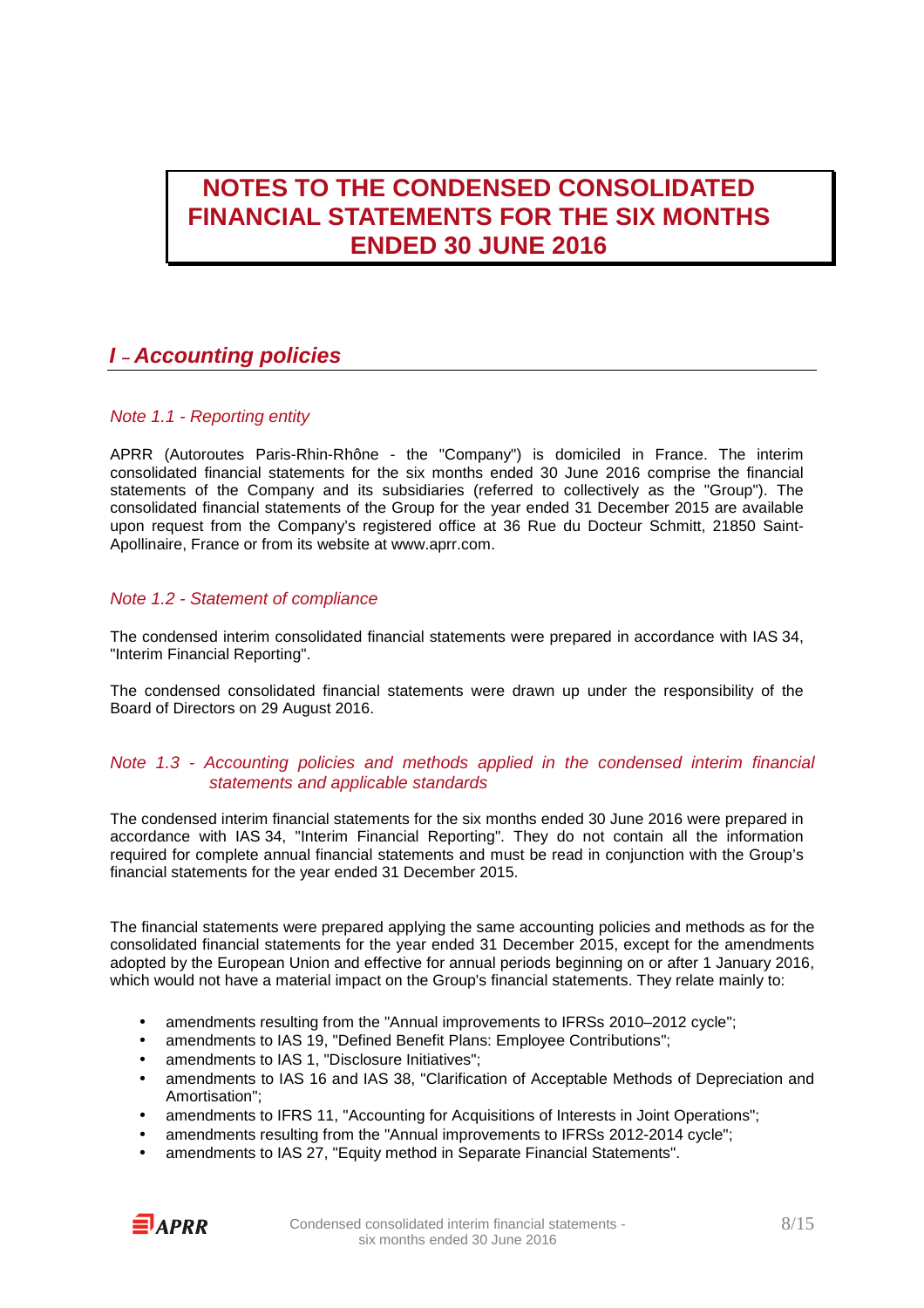# NOTES TO THE CONDENSED CONSOLIDATED FINANCIAL STATEMENTS FOR THE SIX MONTHS ENDED 30 JUNE 2016

## *I – Accounting policies*

### *Note 1.1 - Reporting entity*

APRR (Autoroutes Paris-Rhin-Rhône - the "Company") is domiciled in France. The interim consolidated financial statements for the six months ended 30 June 2016 comprise the financial statements of the Company and its subsidiaries (referred to collectively as the "Group"). The consolidated financial statements of the Group for the year ended 31 December 2015 are available upon request from the Company's registered office at 36 Rue du Docteur Schmitt, 21850 Saint-Apollinaire, France or from its website at www.aprr.com.

### *Note 1.2 - Statement of compliance*

The condensed interim consolidated financial statements were prepared in accordance with IAS 34, "Interim Financial Reporting".

The condensed consolidated financial statements were drawn up under the responsibility of the Board of Directors on 29 August 2016.

### *Note 1.3 - Accounting policies and methods applied in the condensed interim financial statements and applicable standards*

The condensed interim financial statements for the six months ended 30 June 2016 were prepared in accordance with IAS 34, "Interim Financial Reporting". They do not contain all the information required for complete annual financial statements and must be read in conjunction with the Group's financial statements for the year ended 31 December 2015.

The financial statements were prepared applying the same accounting policies and methods as for the consolidated financial statements for the year ended 31 December 2015, except for the amendments adopted by the European Union and effective for annual periods beginning on or after 1 January 2016, which would not have a material impact on the Group's financial statements. They relate mainly to:

- amendments resulting from the "Annual improvements to IFRSs 2010–2012 cycle";
- amendments to IAS 19, "Defined Benefit Plans: Employee Contributions";
- amendments to IAS 1, "Disclosure Initiatives";
- amendments to IAS 16 and IAS 38, "Clarification of Acceptable Methods of Depreciation and Amortisation";
- amendments to IFRS 11, "Accounting for Acquisitions of Interests in Joint Operations";
- amendments resulting from the "Annual improvements to IFRSs 2012-2014 cycle";
- amendments to IAS 27, "Equity method in Separate Financial Statements".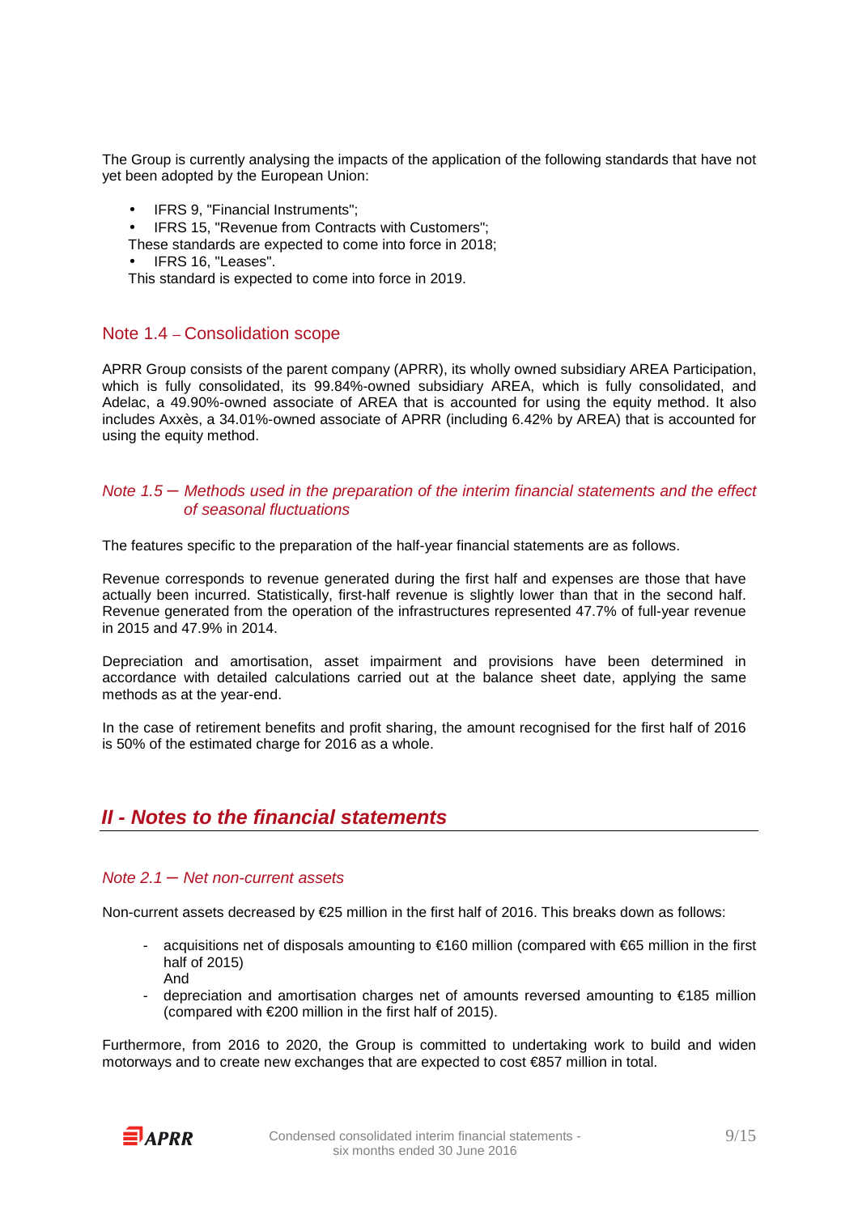The Group is currently analysing the impacts of the application of the following standards that have not yet been adopted by the European Union:

- IFRS 9, "Financial Instruments";
- IFRS 15, "Revenue from Contracts with Customers";

These standards are expected to come into force in 2018;

- IFRS 16, "Leases".

This standard is expected to come into force in 2019.

### Note 1.4 – Consolidation scope

APRR Group consists of the parent company (APRR), its wholly owned subsidiary AREA Participation, which is fully consolidated, its 99.84%-owned subsidiary AREA, which is fully consolidated, and Adelac, a 49.90%-owned associate of AREA that is accounted for using the equity method. It also includes Axxès, a 34.01%-owned associate of APRR (including 6.42% by AREA) that is accounted for using the equity method.

### *Note 1.5 – Methods used in the preparation of the interim financial statements and the effect of seasonal fluctuations*

The features specific to the preparation of the half-year financial statements are as follows.

Revenue corresponds to revenue generated during the first half and expenses are those that have actually been incurred. Statistically, first-half revenue is slightly lower than that in the second half. Revenue generated from the operation of the infrastructures represented 47.7% of full-year revenue in 2015 and 47.9% in 2014.

Depreciation and amortisation, asset impairment and provisions have been determined in accordance with detailed calculations carried out at the balance sheet date, applying the same methods as at the year-end.

In the case of retirement benefits and profit sharing, the amount recognised for the first half of 2016 is 50% of the estimated charge for 2016 as a whole.

## ***II - Notes to the financial statements***

### *Note 2.1 – Net non-current assets*

Non-current assets decreased by €25 million in the first half of 2016. This breaks down as follows:

- acquisitions net of disposals amounting to €160 million (compared with €65 million in the first half of 2015)
  And
- depreciation and amortisation charges net of amounts reversed amounting to €185 million (compared with €200 million in the first half of 2015).

Furthermore, from 2016 to 2020, the Group is committed to undertaking work to build and widen motorways and to create new exchanges that are expected to cost €857 million in total.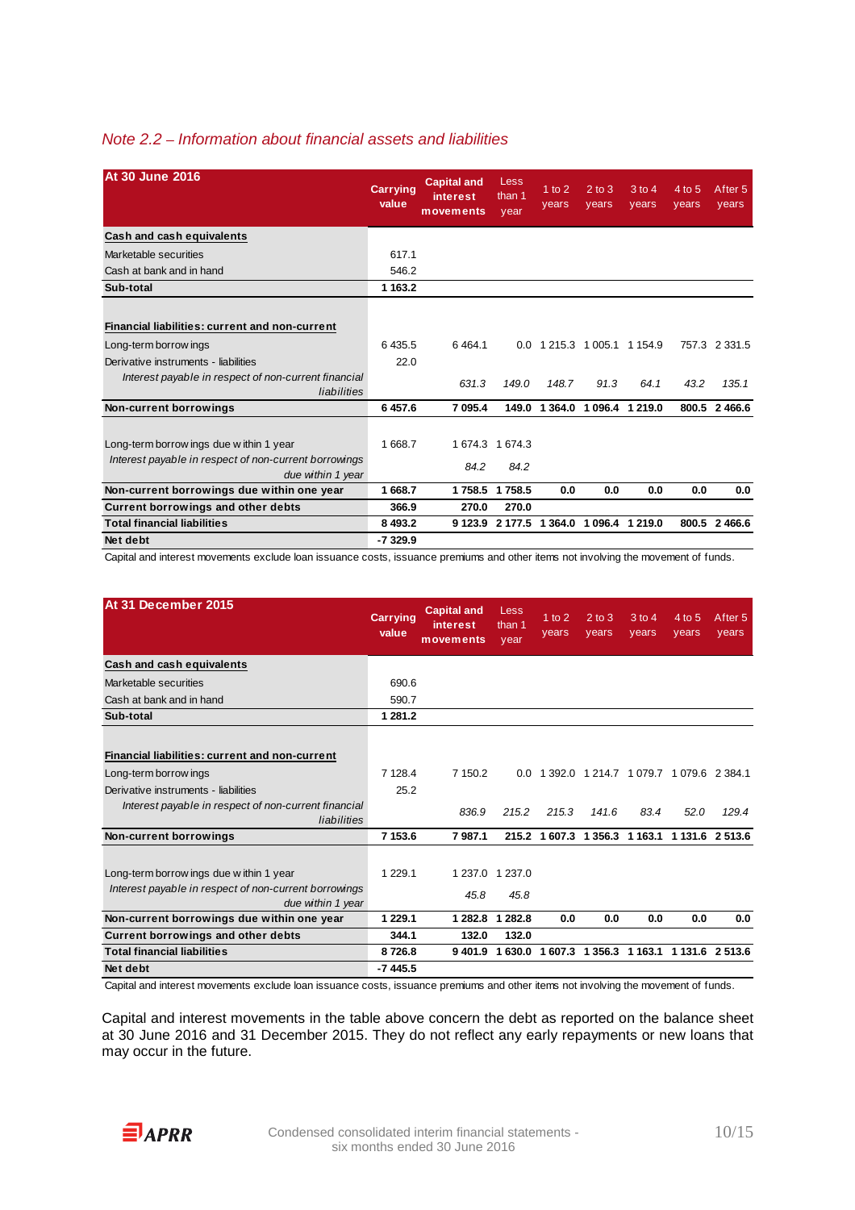## Note 2.2 – Information about financial assets and liabilities

| At 30 June 2016 | Carrying value | Capital and interest movements | Less than 1 year | 1 to 2 years | 2 to 3 years | 3 to 4 years | 4 to 5 years | After 5 years |
|---|---|---|---|---|---|---|---|---|
| **Cash and cash equivalents** | | | | | | | | |
| Marketable securities | 617.1 | | | | | | | |
| Cash at bank and in hand | 546.2 | | | | | | | |
| **Sub-total** | **1 163.2** | | | | | | | |
| **Financial liabilities: current and non-current** | | | | | | | | |
| Long-term borrowings | 6 435.5 | 6 464.1 | 0.0 | 1 215.3 | 1 005.1 | 1 154.9 | 757.3 | 2 331.5 |
| Derivative instruments - liabilities | 22.0 | | | | | | | |
| *Interest payable in respect of non-current financial liabilities* | | *631.3* | *149.0* | *148.7* | *91.3* | *64.1* | *43.2* | *135.1* |
| **Non-current borrowings** | **6 457.6** | **7 095.4** | **149.0** | **1 364.0** | **1 096.4** | **1 219.0** | **800.5** | **2 466.6** |
| Long-term borrowings due within 1 year | 1 668.7 | 1 674.3 | 1 674.3 | | | | | |
| *Interest payable in respect of non-current borrowings due within 1 year* | | *84.2* | *84.2* | | | | | |
| **Non-current borrowings due within one year** | **1 668.7** | **1 758.5** | **1 758.5** | **0.0** | **0.0** | **0.0** | **0.0** | **0.0** |
| **Current borrowings and other debts** | **366.9** | **270.0** | **270.0** | | | | | |
| **Total financial liabilities** | **8 493.2** | **9 123.9** | **2 177.5** | **1 364.0** | **1 096.4** | **1 219.0** | **800.5** | **2 466.6** |
| **Net debt** | **-7 329.9** | | | | | | | |

Capital and interest movements exclude loan issuance costs, issuance premiums and other items not involving the movement of funds.

| At 31 December 2015 | Carrying value | Capital and interest movements | Less than 1 year | 1 to 2 years | 2 to 3 years | 3 to 4 years | 4 to 5 years | After 5 years |
|---|---|---|---|---|---|---|---|---|
| **Cash and cash equivalents** | | | | | | | | |
| Marketable securities | 690.6 | | | | | | | |
| Cash at bank and in hand | 590.7 | | | | | | | |
| **Sub-total** | **1 281.2** | | | | | | | |
| **Financial liabilities: current and non-current** | | | | | | | | |
| Long-term borrowings | 7 128.4 | 7 150.2 | 0.0 | 1 392.0 | 1 214.7 | 1 079.7 | 1 079.6 | 2 384.1 |
| Derivative instruments - liabilities | 25.2 | | | | | | | |
| *Interest payable in respect of non-current financial liabilities* | | *836.9* | *215.2* | *215.3* | *141.6* | *83.4* | *52.0* | *129.4* |
| **Non-current borrowings** | **7 153.6** | **7 987.1** | **215.2** | **1 607.3** | **1 356.3** | **1 163.1** | **1 131.6** | **2 513.6** |
| Long-term borrowings due within 1 year | 1 229.1 | 1 237.0 | 1 237.0 | | | | | |
| *Interest payable in respect of non-current borrowings due within 1 year* | | *45.8* | *45.8* | | | | | |
| **Non-current borrowings due within one year** | **1 229.1** | **1 282.8** | **1 282.8** | **0.0** | **0.0** | **0.0** | **0.0** | **0.0** |
| **Current borrowings and other debts** | **344.1** | **132.0** | **132.0** | | | | | |
| **Total financial liabilities** | **8 726.8** | **9 401.9** | **1 630.0** | **1 607.3** | **1 356.3** | **1 163.1** | **1 131.6** | **2 513.6** |
| **Net debt** | **-7 445.5** | | | | | | | |

Capital and interest movements exclude loan issuance costs, issuance premiums and other items not involving the movement of funds.

Capital and interest movements in the table above concern the debt as reported on the balance sheet at 30 June 2016 and 31 December 2015. They do not reflect any early repayments or new loans that may occur in the future.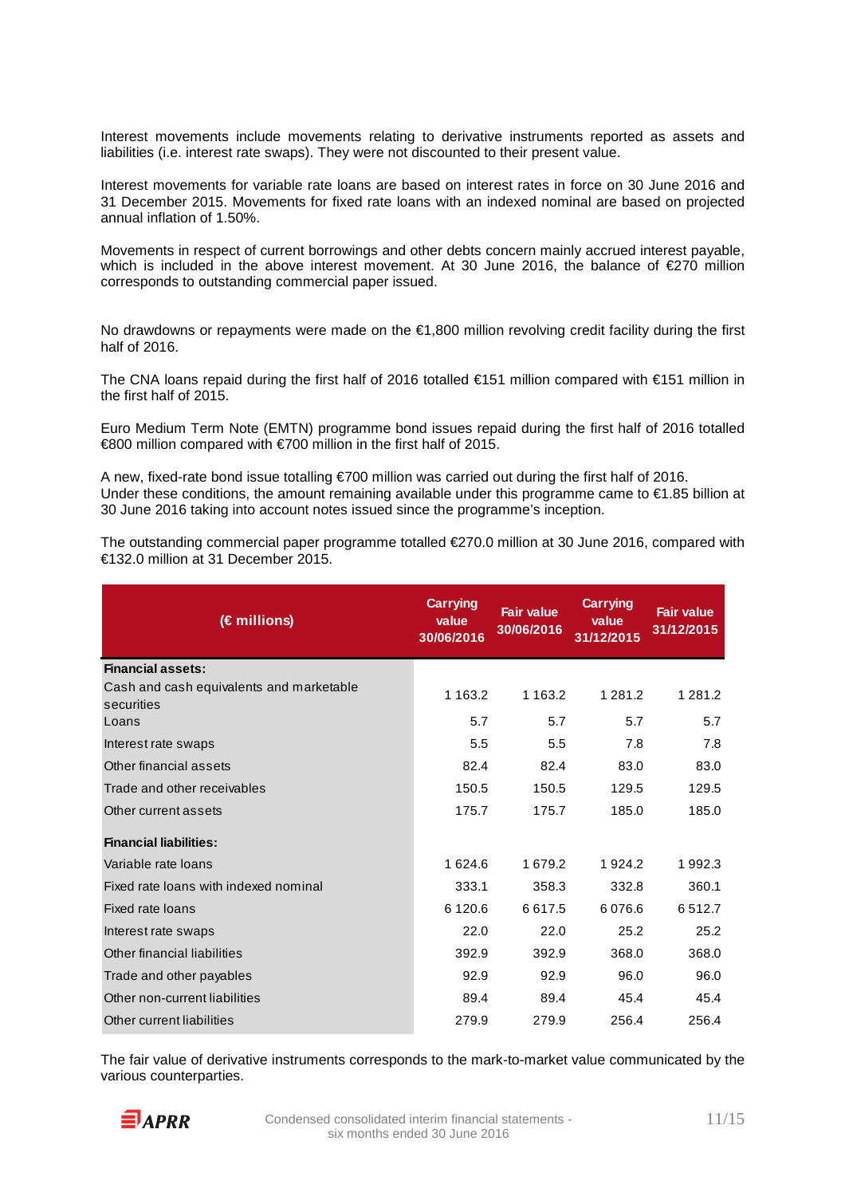Interest movements include movements relating to derivative instruments reported as assets and liabilities (i.e. interest rate swaps). They were not discounted to their present value.

Interest movements for variable rate loans are based on interest rates in force on 30 June 2016 and 31 December 2015. Movements for fixed rate loans with an indexed nominal are based on projected annual inflation of 1.50%.

Movements in respect of current borrowings and other debts concern mainly accrued interest payable, which is included in the above interest movement. At 30 June 2016, the balance of €270 million corresponds to outstanding commercial paper issued.

No drawdowns or repayments were made on the €1,800 million revolving credit facility during the first half of 2016.

The CNA loans repaid during the first half of 2016 totalled €151 million compared with €151 million in the first half of 2015.

Euro Medium Term Note (EMTN) programme bond issues repaid during the first half of 2016 totalled €800 million compared with €700 million in the first half of 2015.

A new, fixed-rate bond issue totalling €700 million was carried out during the first half of 2016.
Under these conditions, the amount remaining available under this programme came to €1.85 billion at 30 June 2016 taking into account notes issued since the programme's inception.

The outstanding commercial paper programme totalled €270.0 million at 30 June 2016, compared with €132.0 million at 31 December 2015.

| (€ millions) | Carrying value 30/06/2016 | Fair value 30/06/2016 | Carrying value 31/12/2015 | Fair value 31/12/2015 |
|---|---|---|---|---|
| **Financial assets:** | | | | |
| Cash and cash equivalents and marketable securities | 1 163.2 | 1 163.2 | 1 281.2 | 1 281.2 |
| Loans | 5.7 | 5.7 | 5.7 | 5.7 |
| Interest rate swaps | 5.5 | 5.5 | 7.8 | 7.8 |
| Other financial assets | 82.4 | 82.4 | 83.0 | 83.0 |
| Trade and other receivables | 150.5 | 150.5 | 129.5 | 129.5 |
| Other current assets | 175.7 | 175.7 | 185.0 | 185.0 |
| **Financial liabilities:** | | | | |
| Variable rate loans | 1 624.6 | 1 679.2 | 1 924.2 | 1 992.3 |
| Fixed rate loans with indexed nominal | 333.1 | 358.3 | 332.8 | 360.1 |
| Fixed rate loans | 6 120.6 | 6 617.5 | 6 076.6 | 6 512.7 |
| Interest rate swaps | 22.0 | 22.0 | 25.2 | 25.2 |
| Other financial liabilities | 392.9 | 392.9 | 368.0 | 368.0 |
| Trade and other payables | 92.9 | 92.9 | 96.0 | 96.0 |
| Other non-current liabilities | 89.4 | 89.4 | 45.4 | 45.4 |
| Other current liabilities | 279.9 | 279.9 | 256.4 | 256.4 |

The fair value of derivative instruments corresponds to the mark-to-market value communicated by the various counterparties.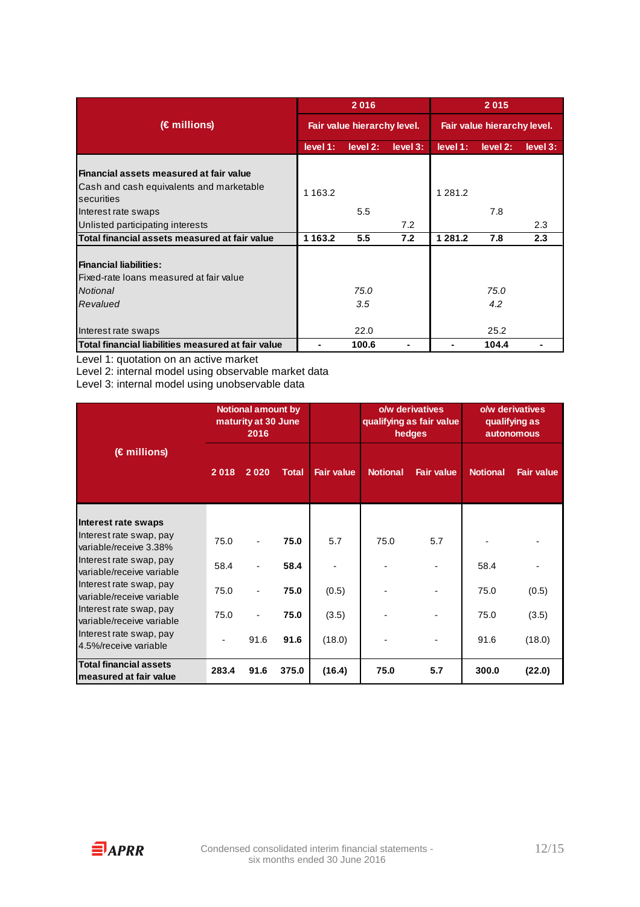| (€ millions) | 2 016 | | | 2 015 | | |
|---|---|---|---|---|---|---|
| | Fair value hierarchy level. | | | Fair value hierarchy level. | | |
| | level 1: | level 2: | level 3: | level 1: | level 2: | level 3: |
| **Financial assets measured at fair value** | | | | | | |
| Cash and cash equivalents and marketable securities | 1 163.2 | | | 1 281.2 | | |
| Interest rate swaps | | 5.5 | | | 7.8 | |
| Unlisted participating interests | | | 7.2 | | | 2.3 |
| **Total financial assets measured at fair value** | **1 163.2** | **5.5** | **7.2** | **1 281.2** | **7.8** | **2.3** |
| **Financial liabilities:** | | | | | | |
| Fixed-rate loans measured at fair value | | | | | | |
| *Notional* | | *75.0* | | | *75.0* | |
| *Revalued* | | *3.5* | | | *4.2* | |
| Interest rate swaps | | 22.0 | | | 25.2 | |
| **Total financial liabilities measured at fair value** | **-** | **100.6** | **-** | **-** | **104.4** | **-** |

Level 1: quotation on an active market
Level 2: internal model using observable market data
Level 3: internal model using unobservable data

| (€ millions) | Notional amount by maturity at 30 June 2016 | | | | o/w derivatives qualifying as fair value hedges | | o/w derivatives qualifying as autonomous | |
|---|---|---|---|---|---|---|---|---|
| | 2 018 | 2 020 | Total | Fair value | Notional | Fair value | Notional | Fair value |
| **Interest rate swaps** | | | | | | | | |
| Interest rate swap, pay variable/receive 3.38% | 75.0 | - | **75.0** | 5.7 | 75.0 | 5.7 | - | - |
| Interest rate swap, pay variable/receive variable | 58.4 | - | **58.4** | - | - | - | 58.4 | - |
| Interest rate swap, pay variable/receive variable | 75.0 | - | **75.0** | (0.5) | - | - | 75.0 | (0.5) |
| Interest rate swap, pay variable/receive variable | 75.0 | - | **75.0** | (3.5) | - | - | 75.0 | (3.5) |
| Interest rate swap, pay 4.5%/receive variable | - | 91.6 | **91.6** | (18.0) | - | - | 91.6 | (18.0) |
| **Total financial assets measured at fair value** | **283.4** | **91.6** | **375.0** | **(16.4)** | **75.0** | **5.7** | **300.0** | **(22.0)** |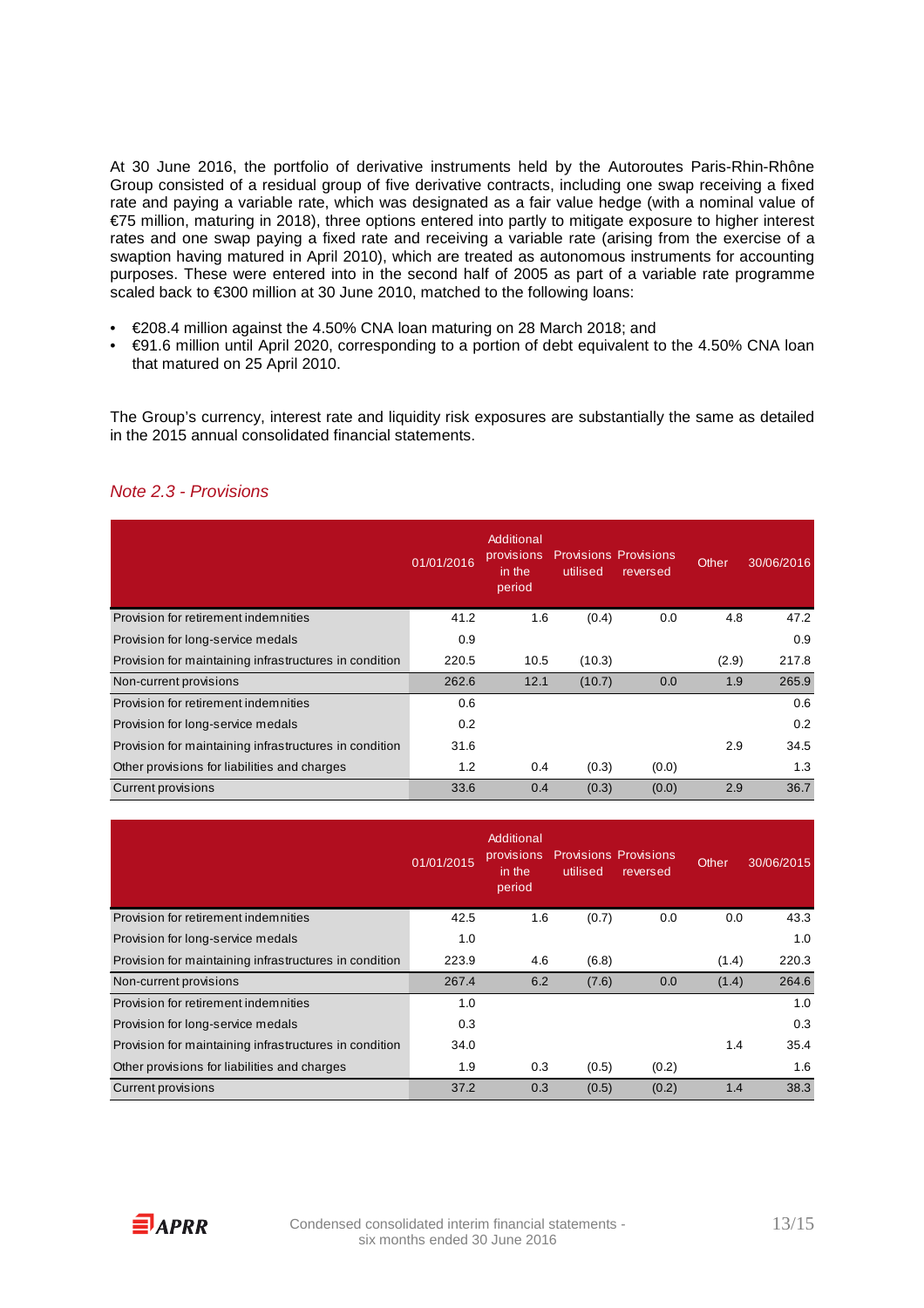At 30 June 2016, the portfolio of derivative instruments held by the Autoroutes Paris-Rhin-Rhône Group consisted of a residual group of five derivative contracts, including one swap receiving a fixed rate and paying a variable rate, which was designated as a fair value hedge (with a nominal value of €75 million, maturing in 2018), three options entered into partly to mitigate exposure to higher interest rates and one swap paying a fixed rate and receiving a variable rate (arising from the exercise of a swaption having matured in April 2010), which are treated as autonomous instruments for accounting purposes. These were entered into in the second half of 2005 as part of a variable rate programme scaled back to €300 million at 30 June 2010, matched to the following loans:

- €208.4 million against the 4.50% CNA loan maturing on 28 March 2018; and
- €91.6 million until April 2020, corresponding to a portion of debt equivalent to the 4.50% CNA loan that matured on 25 April 2010.

The Group's currency, interest rate and liquidity risk exposures are substantially the same as detailed in the 2015 annual consolidated financial statements.

## *Note 2.3 - Provisions*

| | 01/01/2016 | Additional provisions in the period | Provisions utilised | Provisions reversed | Other | 30/06/2016 |
|---|---|---|---|---|---|---|
| Provision for retirement indemnities | 41.2 | 1.6 | (0.4) | 0.0 | 4.8 | 47.2 |
| Provision for long-service medals | 0.9 | | | | | 0.9 |
| Provision for maintaining infrastructures in condition | 220.5 | 10.5 | (10.3) | | (2.9) | 217.8 |
| Non-current provisions | 262.6 | 12.1 | (10.7) | 0.0 | 1.9 | 265.9 |
| Provision for retirement indemnities | 0.6 | | | | | 0.6 |
| Provision for long-service medals | 0.2 | | | | | 0.2 |
| Provision for maintaining infrastructures in condition | 31.6 | | | | 2.9 | 34.5 |
| Other provisions for liabilities and charges | 1.2 | 0.4 | (0.3) | (0.0) | | 1.3 |
| Current provisions | 33.6 | 0.4 | (0.3) | (0.0) | 2.9 | 36.7 |

| | 01/01/2015 | Additional provisions in the period | Provisions utilised | Provisions reversed | Other | 30/06/2015 |
|---|---|---|---|---|---|---|
| Provision for retirement indemnities | 42.5 | 1.6 | (0.7) | 0.0 | 0.0 | 43.3 |
| Provision for long-service medals | 1.0 | | | | | 1.0 |
| Provision for maintaining infrastructures in condition | 223.9 | 4.6 | (6.8) | | (1.4) | 220.3 |
| Non-current provisions | 267.4 | 6.2 | (7.6) | 0.0 | (1.4) | 264.6 |
| Provision for retirement indemnities | 1.0 | | | | | 1.0 |
| Provision for long-service medals | 0.3 | | | | | 0.3 |
| Provision for maintaining infrastructures in condition | 34.0 | | | | 1.4 | 35.4 |
| Other provisions for liabilities and charges | 1.9 | 0.3 | (0.5) | (0.2) | | 1.6 |
| Current provisions | 37.2 | 0.3 | (0.5) | (0.2) | 1.4 | 38.3 |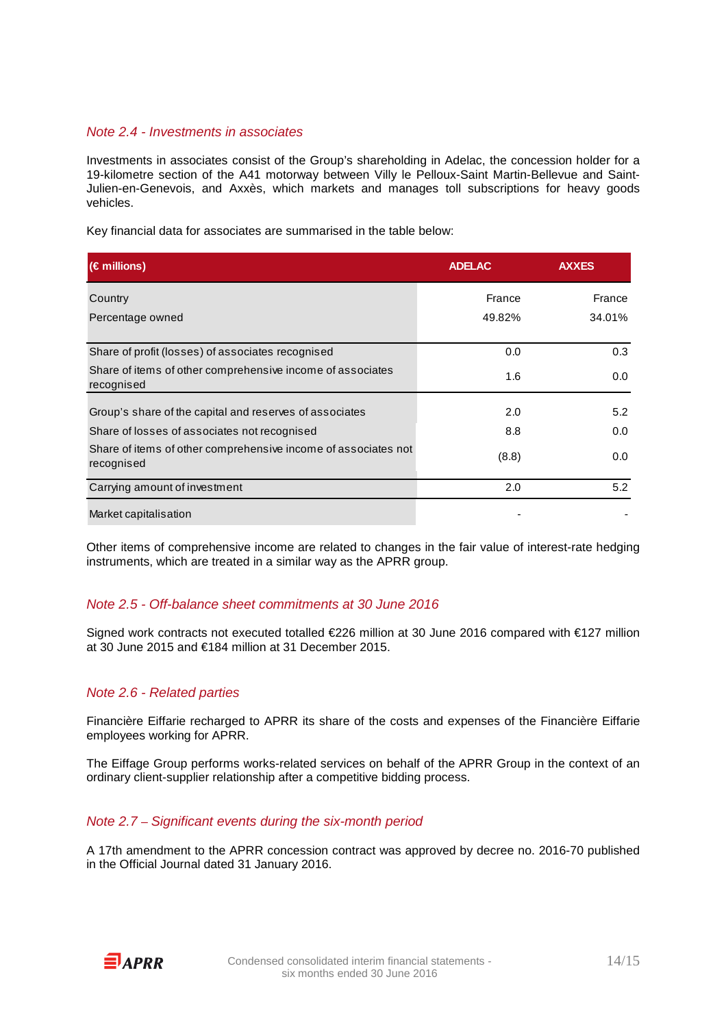## Note 2.4 - Investments in associates

Investments in associates consist of the Group's shareholding in Adelac, the concession holder for a 19-kilometre section of the A41 motorway between Villy le Pelloux-Saint Martin-Bellevue and Saint-Julien-en-Genevois, and Axxès, which markets and manages toll subscriptions for heavy goods vehicles.

Key financial data for associates are summarised in the table below:

| (€ millions) | ADELAC | AXXES |
|---|---|---|
| Country | France | France |
| Percentage owned | 49.82% | 34.01% |
| Share of profit (losses) of associates recognised | 0.0 | 0.3 |
| Share of items of other comprehensive income of associates recognised | 1.6 | 0.0 |
| Group's share of the capital and reserves of associates | 2.0 | 5.2 |
| Share of losses of associates not recognised | 8.8 | 0.0 |
| Share of items of other comprehensive income of associates not recognised | (8.8) | 0.0 |
| Carrying amount of investment | 2.0 | 5.2 |
| Market capitalisation | - | - |

Other items of comprehensive income are related to changes in the fair value of interest-rate hedging instruments, which are treated in a similar way as the APRR group.

## Note 2.5 - Off-balance sheet commitments at 30 June 2016

Signed work contracts not executed totalled €226 million at 30 June 2016 compared with €127 million at 30 June 2015 and €184 million at 31 December 2015.

## Note 2.6 - Related parties

Financière Eiffarie recharged to APRR its share of the costs and expenses of the Financière Eiffarie employees working for APRR.

The Eiffage Group performs works-related services on behalf of the APRR Group in the context of an ordinary client-supplier relationship after a competitive bidding process.

## Note 2.7 – Significant events during the six-month period

A 17th amendment to the APRR concession contract was approved by decree no. 2016-70 published in the Official Journal dated 31 January 2016.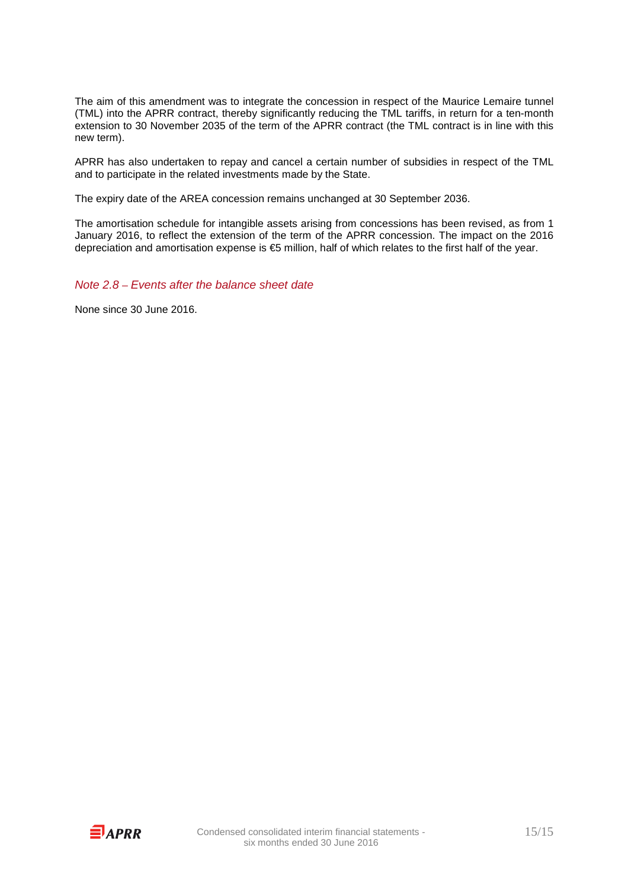The aim of this amendment was to integrate the concession in respect of the Maurice Lemaire tunnel (TML) into the APRR contract, thereby significantly reducing the TML tariffs, in return for a ten-month extension to 30 November 2035 of the term of the APRR contract (the TML contract is in line with this new term).

APRR has also undertaken to repay and cancel a certain number of subsidies in respect of the TML and to participate in the related investments made by the State.

The expiry date of the AREA concession remains unchanged at 30 September 2036.

The amortisation schedule for intangible assets arising from concessions has been revised, as from 1 January 2016, to reflect the extension of the term of the APRR concession. The impact on the 2016 depreciation and amortisation expense is €5 million, half of which relates to the first half of the year.

### *Note 2.8 – Events after the balance sheet date*

None since 30 June 2016.